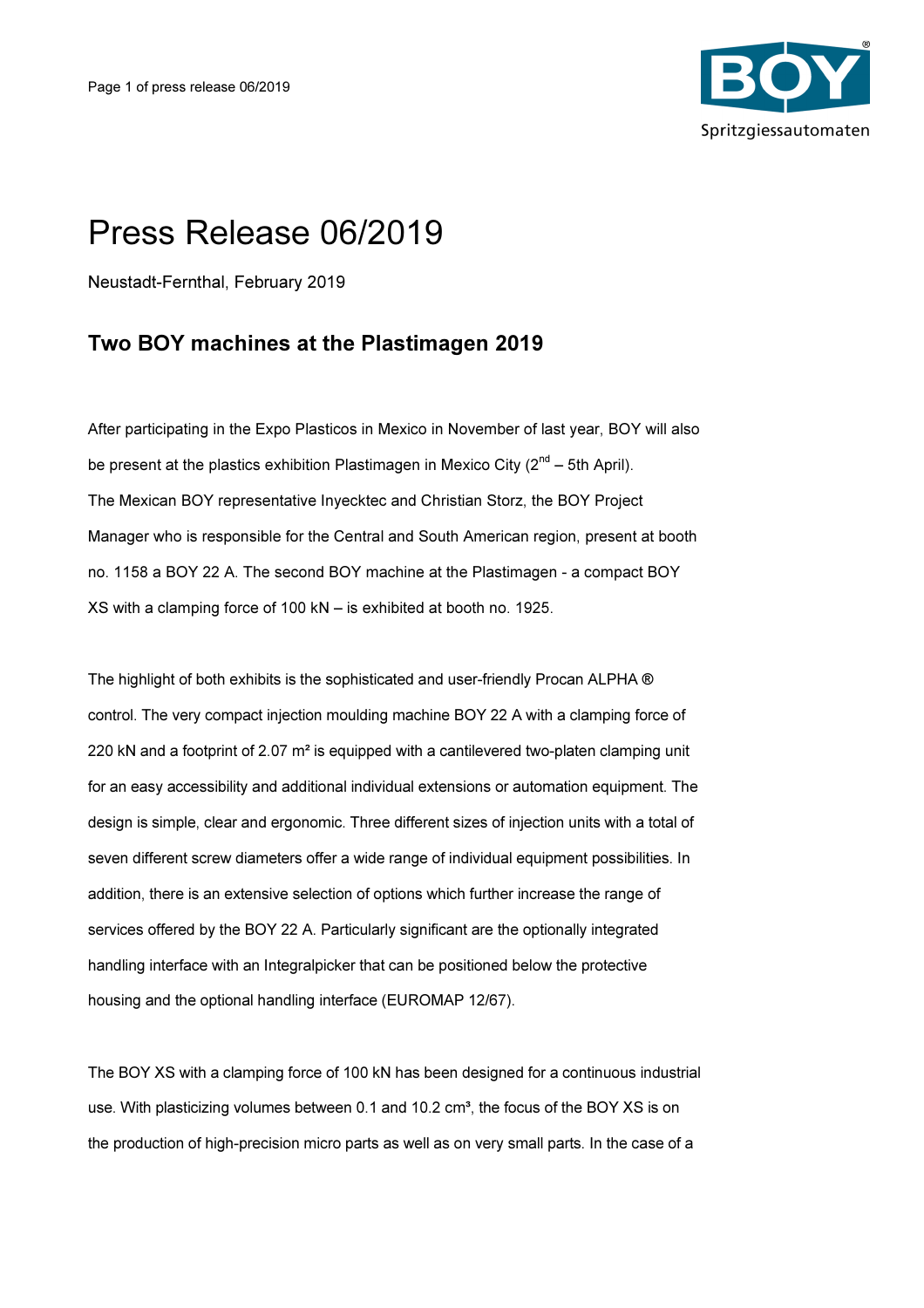# Press Release 06/2019

Neustadt-Fernthal, February 2019

## Two BOY machines at the Plastimagen 2019

After participating in the Expo Plasticos in Mexico in November of last year, BOY will also be present at the plastics exhibition Plastimagen in Mexico City (2nd – 5th April). The Mexican BOY representative Inyecktec and Christian Storz, the BOY Project Manager who is responsible for the Central and South American region, present at booth no. 1158 a BOY 22 A. The second BOY machine at the Plastimagen - a compact BOY XS with a clamping force of 100 kN – is exhibited at booth no. 1925.

The highlight of both exhibits is the sophisticated and user-friendly Procan ALPHA ® control. The very compact injection moulding machine BOY 22 A with a clamping force of 220 kN and a footprint of 2.07 m² is equipped with a cantilevered two-platen clamping unit for an easy accessibility and additional individual extensions or automation equipment. The design is simple, clear and ergonomic. Three different sizes of injection units with a total of seven different screw diameters offer a wide range of individual equipment possibilities. In addition, there is an extensive selection of options which further increase the range of services offered by the BOY 22 A. Particularly significant are the optionally integrated handling interface with an Integralpicker that can be positioned below the protective housing and the optional handling interface (EUROMAP 12/67).

The BOY XS with a clamping force of 100 kN has been designed for a continuous industrial use. With plasticizing volumes between 0.1 and 10.2 cm³, the focus of the BOY XS is on the production of high-precision micro parts as well as on very small parts. In the case of a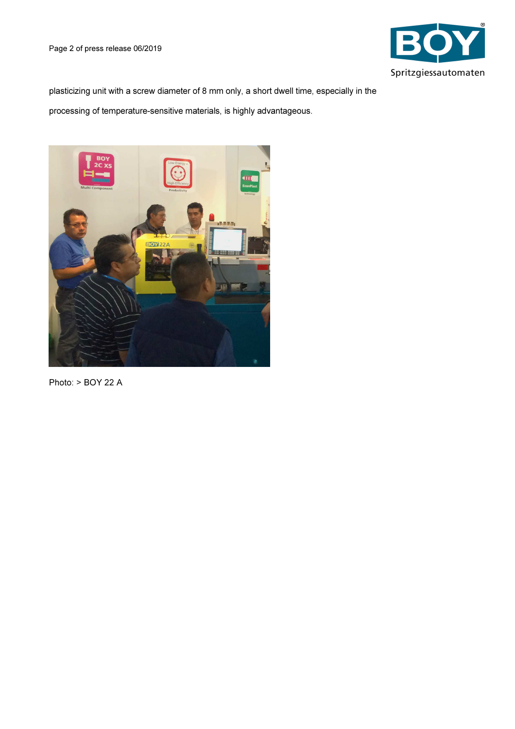plasticizing unit with a screw diameter of 8 mm only, a short dwell time, especially in the processing of temperature-sensitive materials, is highly advantageous.

Photo: > BOY 22 A